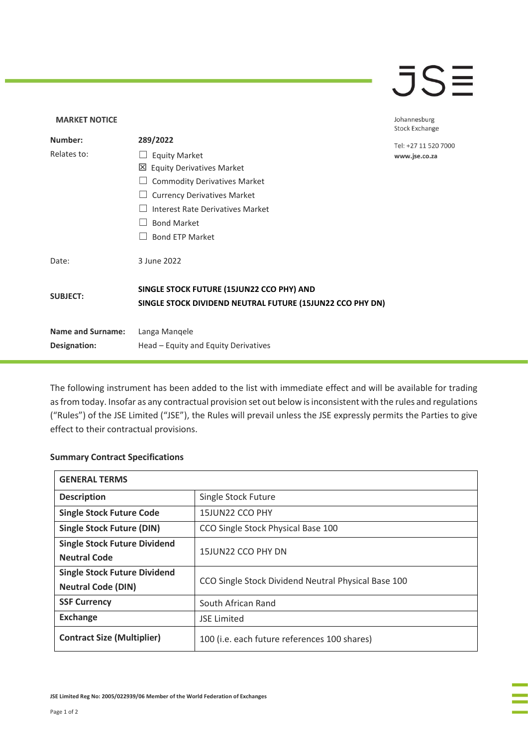**MARKET NOTICE**

Johannesburg Stock Exchange

Tel: +27 11 520 7000
www.jse.co.za

| | |
|---|---|
| **Number:** | **289/2022** |
| Relates to: | ☐ Equity Market<br>☒ Equity Derivatives Market<br>☐ Commodity Derivatives Market<br>☐ Currency Derivatives Market<br>☐ Interest Rate Derivatives Market<br>☐ Bond Market<br>☐ Bond ETP Market |
| Date: | 3 June 2022 |
| **SUBJECT:** | **SINGLE STOCK FUTURE (15JUN22 CCO PHY) AND SINGLE STOCK DIVIDEND NEUTRAL FUTURE (15JUN22 CCO PHY DN)** |
| **Name and Surname:** | Langa Manqele |
| **Designation:** | Head – Equity and Equity Derivatives |

The following instrument has been added to the list with immediate effect and will be available for trading as from today. Insofar as any contractual provision set out below is inconsistent with the rules and regulations ("Rules") of the JSE Limited ("JSE"), the Rules will prevail unless the JSE expressly permits the Parties to give effect to their contractual provisions.

**Summary Contract Specifications**

| **GENERAL TERMS** | |
|---|---|
| **Description** | Single Stock Future |
| **Single Stock Future Code** | 15JUN22 CCO PHY |
| **Single Stock Future (DIN)** | CCO Single Stock Physical Base 100 |
| **Single Stock Future Dividend Neutral Code** | 15JUN22 CCO PHY DN |
| **Single Stock Future Dividend Neutral Code (DIN)** | CCO Single Stock Dividend Neutral Physical Base 100 |
| **SSF Currency** | South African Rand |
| **Exchange** | JSE Limited |
| **Contract Size (Multiplier)** | 100 (i.e. each future references 100 shares) |

JSE Limited Reg No: 2005/022939/06 Member of the World Federation of Exchanges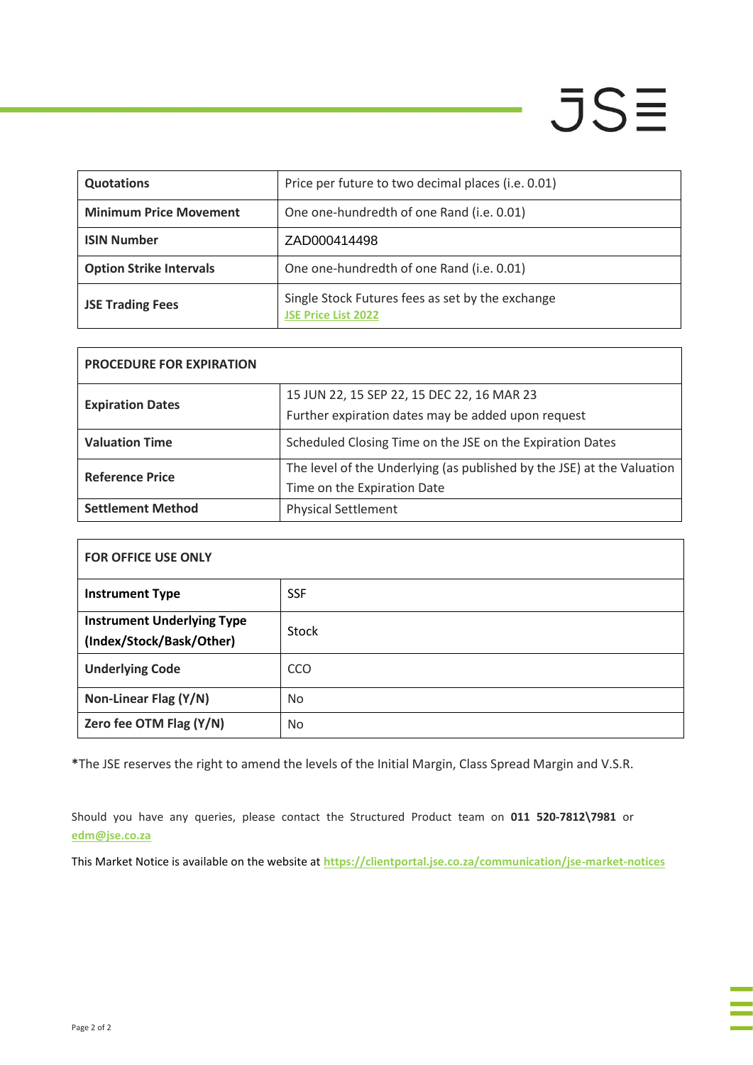| | |
|---|---|
| **Quotations** | Price per future to two decimal places (i.e. 0.01) |
| **Minimum Price Movement** | One one-hundredth of one Rand (i.e. 0.01) |
| **ISIN Number** | ZAD000414498 |
| **Option Strike Intervals** | One one-hundredth of one Rand (i.e. 0.01) |
| **JSE Trading Fees** | Single Stock Futures fees as set by the exchange<br>JSE Price List 2022 |

| **PROCEDURE FOR EXPIRATION** | |
|---|---|
| **Expiration Dates** | 15 JUN 22, 15 SEP 22, 15 DEC 22, 16 MAR 23<br>Further expiration dates may be added upon request |
| **Valuation Time** | Scheduled Closing Time on the JSE on the Expiration Dates |
| **Reference Price** | The level of the Underlying (as published by the JSE) at the Valuation Time on the Expiration Date |
| **Settlement Method** | Physical Settlement |

| **FOR OFFICE USE ONLY** | |
|---|---|
| **Instrument Type** | SSF |
| **Instrument Underlying Type (Index/Stock/Bask/Other)** | Stock |
| **Underlying Code** | CCO |
| **Non-Linear Flag (Y/N)** | No |
| **Zero fee OTM Flag (Y/N)** | No |

**\***The JSE reserves the right to amend the levels of the Initial Margin, Class Spread Margin and V.S.R.

Should you have any queries, please contact the Structured Product team on **011 520-7812\7981** or edm@jse.co.za

This Market Notice is available on the website at https://clientportal.jse.co.za/communication/jse-market-notices